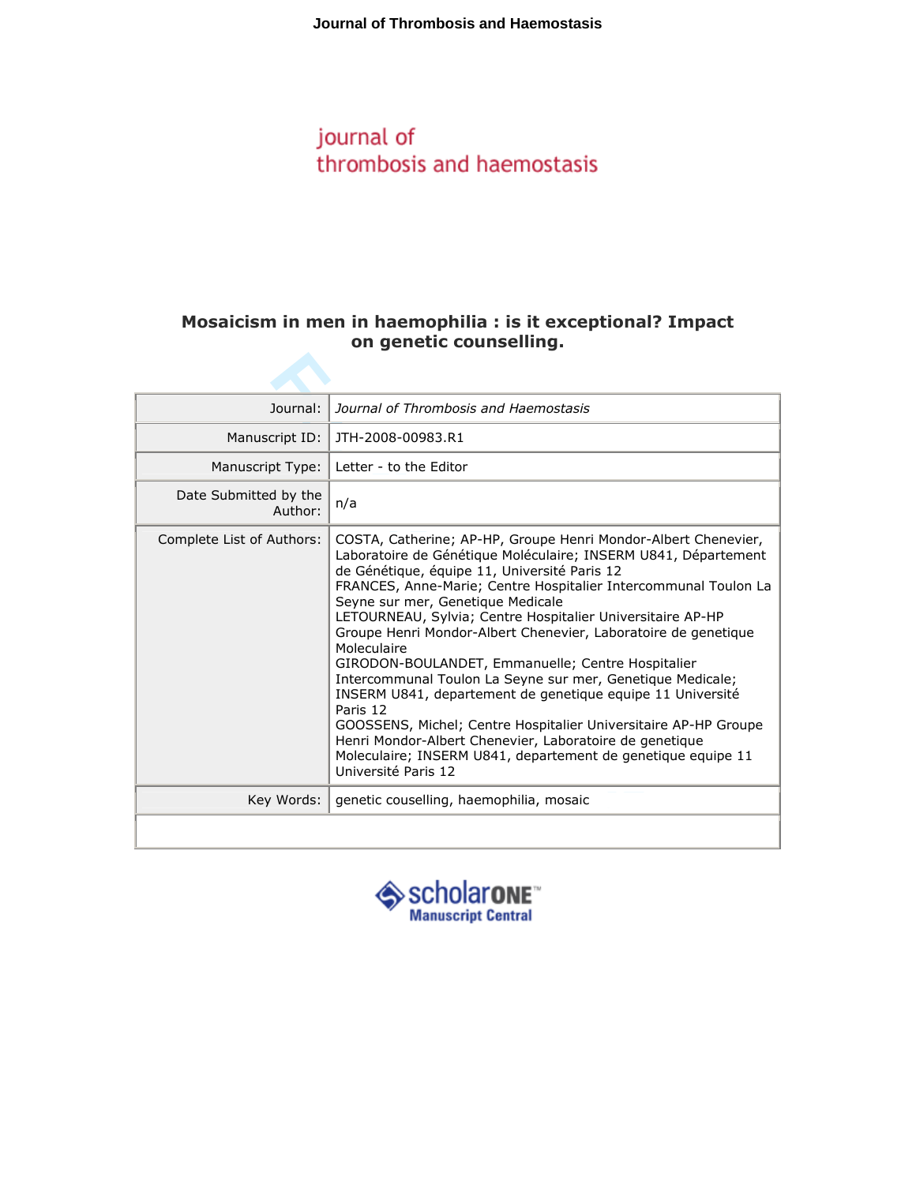journal of
thrombosis and haemostasis

# Mosaicism in men in haemophilia : is it exceptional? Impact on genetic counselling.

| | |
|---|---|
| Journal: | *Journal of Thrombosis and Haemostasis* |
| Manuscript ID: | JTH-2008-00983.R1 |
| Manuscript Type: | Letter - to the Editor |
| Date Submitted by the Author: | n/a |
| Complete List of Authors: | COSTA, Catherine; AP-HP, Groupe Henri Mondor-Albert Chenevier, Laboratoire de Génétique Moléculaire; INSERM U841, Département de Génétique, équipe 11, Université Paris 12<br>FRANCES, Anne-Marie; Centre Hospitalier Intercommunal Toulon La Seyne sur mer, Genetique Medicale<br>LETOURNEAU, Sylvia; Centre Hospitalier Universitaire AP-HP Groupe Henri Mondor-Albert Chenevier, Laboratoire de genetique Moleculaire<br>GIRODON-BOULANDET, Emmanuelle; Centre Hospitalier Intercommunal Toulon La Seyne sur mer, Genetique Medicale; INSERM U841, departement de genetique equipe 11 Université Paris 12<br>GOOSSENS, Michel; Centre Hospitalier Universitaire AP-HP Groupe Henri Mondor-Albert Chenevier, Laboratoire de genetique Moleculaire; INSERM U841, departement de genetique equipe 11 Université Paris 12 |
| Key Words: | genetic couselling, haemophilia, mosaic |

scholarONE™
Manuscript Central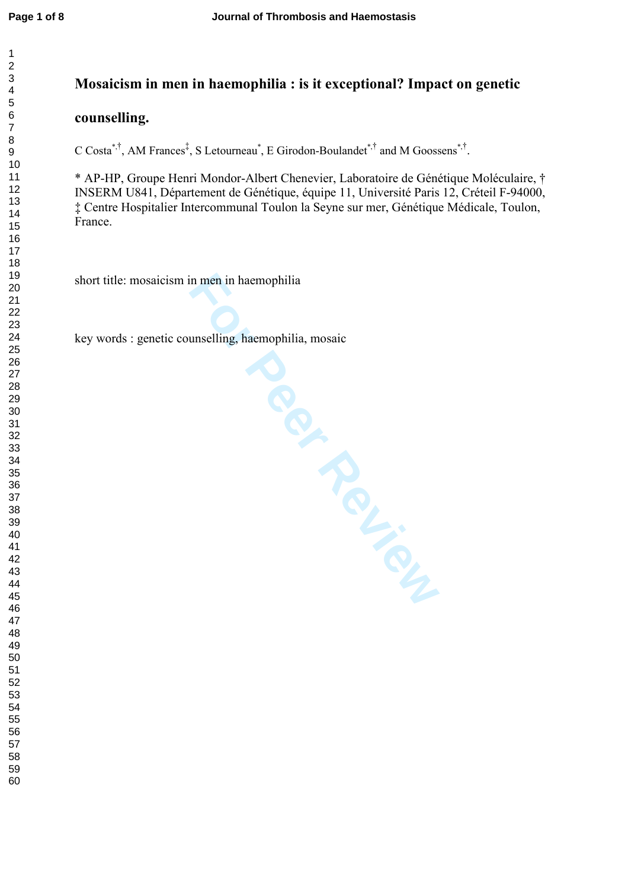# Mosaicism in men in haemophilia : is it exceptional? Impact on genetic counselling.

C Costa[*,†], AM Frances[‡], S Letourneau[*], E Girodon-Boulandet[*,†] and M Goossens[*,†].

* AP-HP, Groupe Henri Mondor-Albert Chenevier, Laboratoire de Génétique Moléculaire, † INSERM U841, Département de Génétique, équipe 11, Université Paris 12, Créteil F-94000, ‡ Centre Hospitalier Intercommunal Toulon la Seyne sur mer, Génétique Médicale, Toulon, France.

short title: mosaicism in men in haemophilia

key words : genetic counselling, haemophilia, mosaic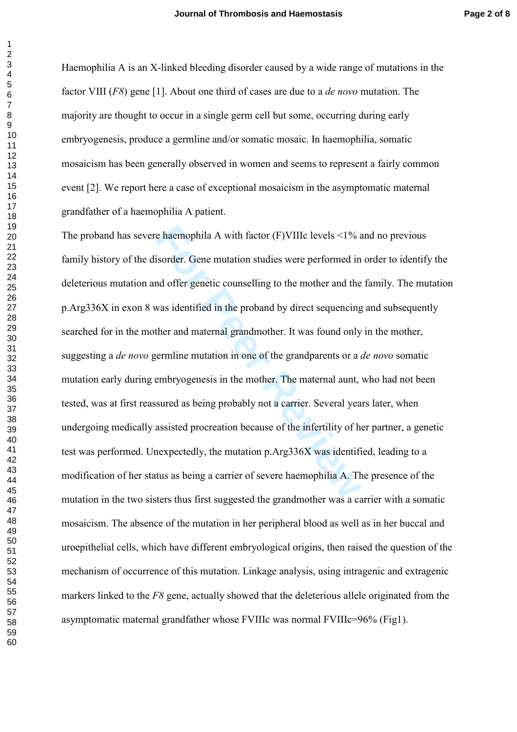Haemophilia A is an X-linked bleeding disorder caused by a wide range of mutations in the factor VIII (*F8*) gene [1]. About one third of cases are due to a *de novo* mutation. The majority are thought to occur in a single germ cell but some, occurring during early embryogenesis, produce a germline and/or somatic mosaic. In haemophilia, somatic mosaicism has been generally observed in women and seems to represent a fairly common event [2]. We report here a case of exceptional mosaicism in the asymptomatic maternal grandfather of a haemophilia A patient.

The proband has severe haemophilia A with factor (F)VIIIc levels <1% and no previous family history of the disorder. Gene mutation studies were performed in order to identify the deleterious mutation and offer genetic counselling to the mother and the family. The mutation p.Arg336X in exon 8 was identified in the proband by direct sequencing and subsequently searched for in the mother and maternal grandmother. It was found only in the mother, suggesting a *de novo* germline mutation in one of the grandparents or a *de novo* somatic mutation early during embryogenesis in the mother. The maternal aunt, who had not been tested, was at first reassured as being probably not a carrier. Several years later, when undergoing medically assisted procreation because of the infertility of her partner, a genetic test was performed. Unexpectedly, the mutation p.Arg336X was identified, leading to a modification of her status as being a carrier of severe haemophilia A. The presence of the mutation in the two sisters thus first suggested the grandmother was a carrier with a somatic mosaicism. The absence of the mutation in her peripheral blood as well as in her buccal and uroepithelial cells, which have different embryological origins, then raised the question of the mechanism of occurrence of this mutation. Linkage analysis, using intragenic and extragenic markers linked to the *F8* gene, actually showed that the deleterious allele originated from the asymptomatic maternal grandfather whose FVIIIc was normal FVIIIc=96% (Fig1).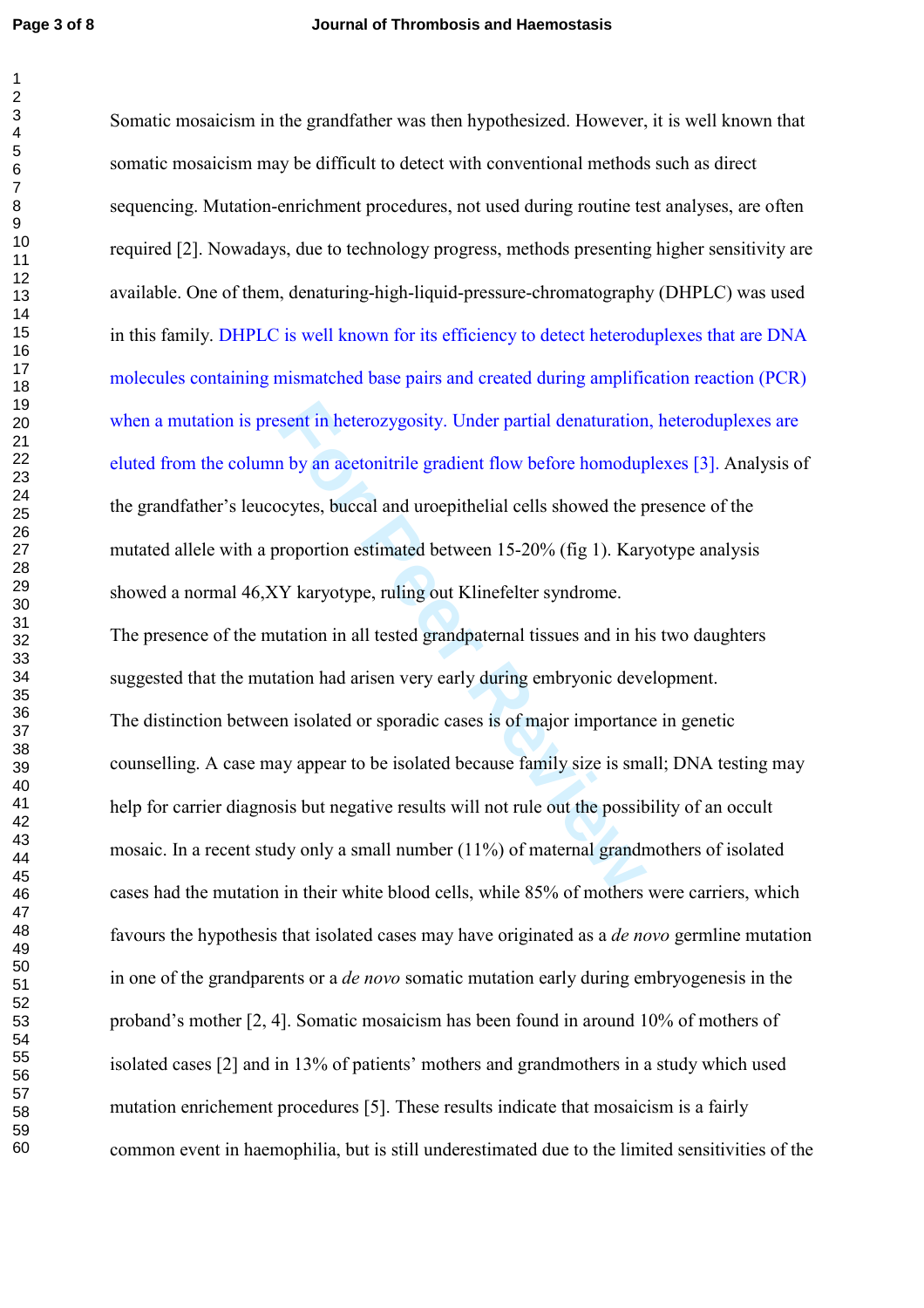Somatic mosaicism in the grandfather was then hypothesized. However, it is well known that somatic mosaicism may be difficult to detect with conventional methods such as direct sequencing. Mutation-enrichment procedures, not used during routine test analyses, are often required [2]. Nowadays, due to technology progress, methods presenting higher sensitivity are available. One of them, denaturing-high-liquid-pressure-chromatography (DHPLC) was used in this family. DHPLC is well known for its efficiency to detect heteroduplexes that are DNA molecules containing mismatched base pairs and created during amplification reaction (PCR) when a mutation is present in heterozygosity. Under partial denaturation, heteroduplexes are eluted from the column by an acetonitrile gradient flow before homoduplexes [3]. Analysis of the grandfather's leucocytes, buccal and uroepithelial cells showed the presence of the mutated allele with a proportion estimated between 15-20% (fig 1). Karyotype analysis showed a normal 46,XY karyotype, ruling out Klinefelter syndrome.

The presence of the mutation in all tested grandpaternal tissues and in his two daughters suggested that the mutation had arisen very early during embryonic development.

The distinction between isolated or sporadic cases is of major importance in genetic counselling. A case may appear to be isolated because family size is small; DNA testing may help for carrier diagnosis but negative results will not rule out the possibility of an occult mosaic. In a recent study only a small number (11%) of maternal grandmothers of isolated cases had the mutation in their white blood cells, while 85% of mothers were carriers, which favours the hypothesis that isolated cases may have originated as a *de novo* germline mutation in one of the grandparents or a *de novo* somatic mutation early during embryogenesis in the proband's mother [2, 4]. Somatic mosaicism has been found in around 10% of mothers of isolated cases [2] and in 13% of patients' mothers and grandmothers in a study which used mutation enrichement procedures [5]. These results indicate that mosaicism is a fairly common event in haemophilia, but is still underestimated due to the limited sensitivities of the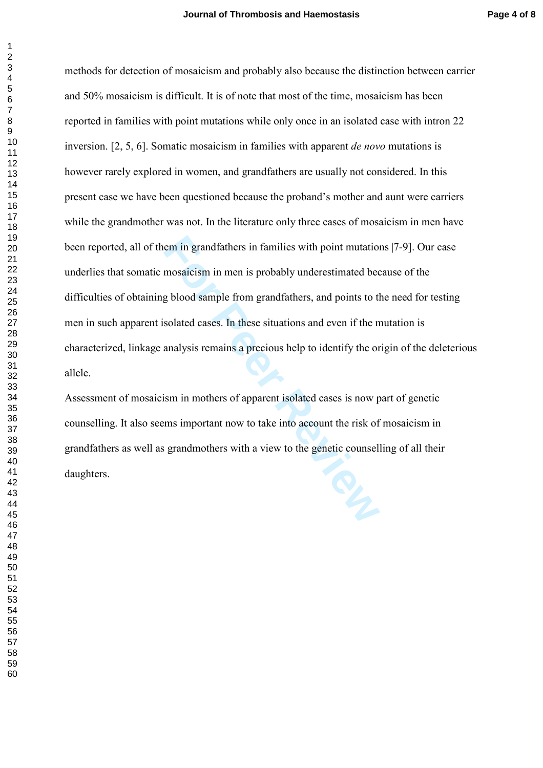methods for detection of mosaicism and probably also because the distinction between carrier and 50% mosaicism is difficult. It is of note that most of the time, mosaicism has been reported in families with point mutations while only once in an isolated case with intron 22 inversion. [2, 5, 6]. Somatic mosaicism in families with apparent *de novo* mutations is however rarely explored in women, and grandfathers are usually not considered. In this present case we have been questioned because the proband's mother and aunt were carriers while the grandmother was not. In the literature only three cases of mosaicism in men have been reported, all of them in grandfathers in families with point mutations |7-9]. Our case underlies that somatic mosaicism in men is probably underestimated because of the difficulties of obtaining blood sample from grandfathers, and points to the need for testing men in such apparent isolated cases. In these situations and even if the mutation is characterized, linkage analysis remains a precious help to identify the origin of the deleterious allele.

Assessment of mosaicism in mothers of apparent isolated cases is now part of genetic counselling. It also seems important now to take into account the risk of mosaicism in grandfathers as well as grandmothers with a view to the genetic counselling of all their daughters.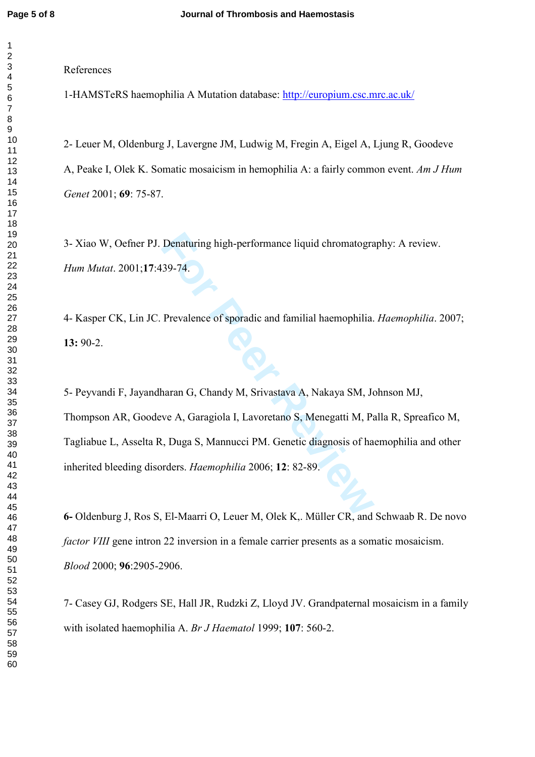References

1-HAMSTeRS haemophilia A Mutation database: http://europium.csc.mrc.ac.uk/

2- Leuer M, Oldenburg J, Lavergne JM, Ludwig M, Fregin A, Eigel A, Ljung R, Goodeve A, Peake I, Olek K. Somatic mosaicism in hemophilia A: a fairly common event. *Am J Hum Genet* 2001; **69**: 75-87.

3- Xiao W, Oefner PJ. Denaturing high-performance liquid chromatography: A review. *Hum Mutat*. 2001;**17**:439-74.

4- Kasper CK, Lin JC. Prevalence of sporadic and familial haemophilia. *Haemophilia*. 2007; **13:** 90-2.

5- Peyvandi F, Jayandharan G, Chandy M, Srivastava A, Nakaya SM, Johnson MJ, Thompson AR, Goodeve A, Garagiola I, Lavoretano S, Menegatti M, Palla R, Spreafico M, Tagliabue L, Asselta R, Duga S, Mannucci PM. Genetic diagnosis of haemophilia and other inherited bleeding disorders. *Haemophilia* 2006; **12**: 82-89.

**6-** Oldenburg J, Ros S, El-Maarri O, Leuer M, Olek K,. Müller CR, and Schwaab R. De novo *factor VIII* gene intron 22 inversion in a female carrier presents as a somatic mosaicism. *Blood* 2000; **96**:2905-2906.

7- Casey GJ, Rodgers SE, Hall JR, Rudzki Z, Lloyd JV. Grandpaternal mosaicism in a family with isolated haemophilia A. *Br J Haematol* 1999; **107**: 560-2.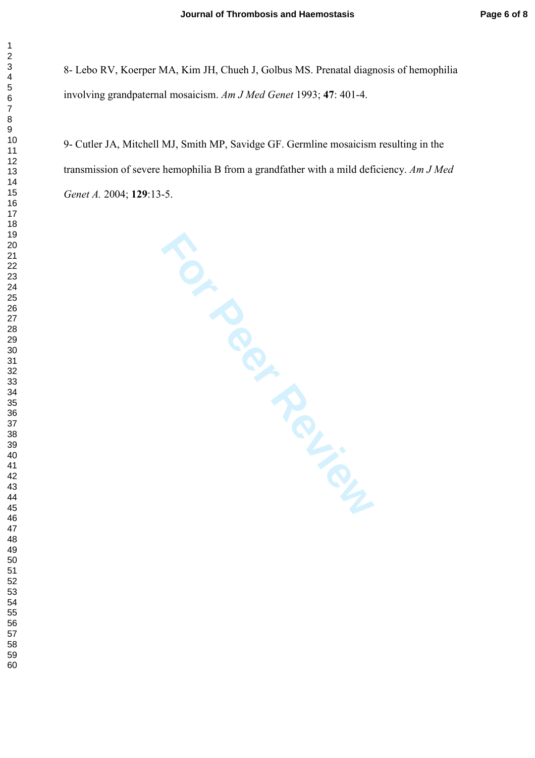8- Lebo RV, Koerper MA, Kim JH, Chueh J, Golbus MS. Prenatal diagnosis of hemophilia involving grandpaternal mosaicism. *Am J Med Genet* 1993; **47**: 401-4.

9- Cutler JA, Mitchell MJ, Smith MP, Savidge GF. Germline mosaicism resulting in the transmission of severe hemophilia B from a grandfather with a mild deficiency. *Am J Med Genet A.* 2004; **129**:13-5.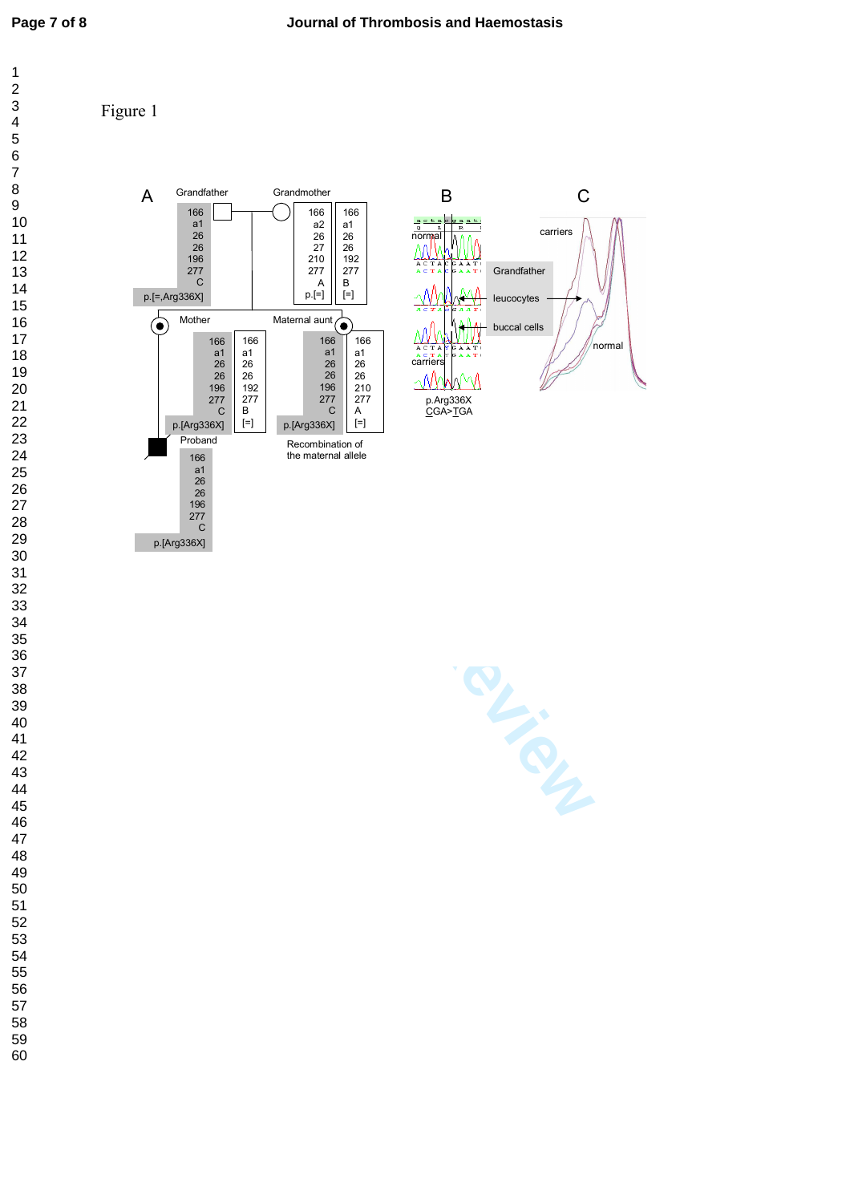Figure 1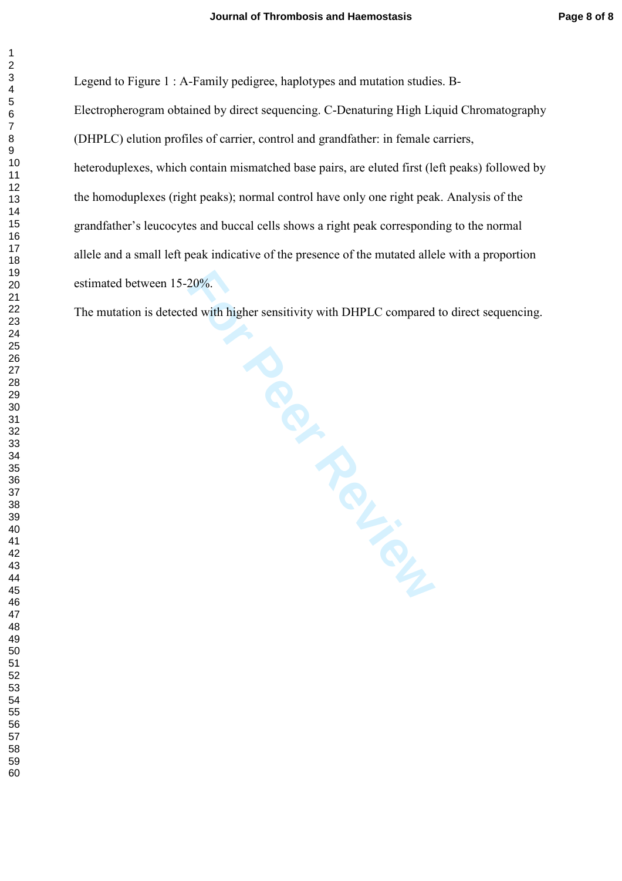Legend to Figure 1 : A-Family pedigree, haplotypes and mutation studies. B-Electropherogram obtained by direct sequencing. C-Denaturing High Liquid Chromatography (DHPLC) elution profiles of carrier, control and grandfather: in female carriers, heteroduplexes, which contain mismatched base pairs, are eluted first (left peaks) followed by the homoduplexes (right peaks); normal control have only one right peak. Analysis of the grandfather's leucocytes and buccal cells shows a right peak corresponding to the normal allele and a small left peak indicative of the presence of the mutated allele with a proportion estimated between 15-20%.

The mutation is detected with higher sensitivity with DHPLC compared to direct sequencing.